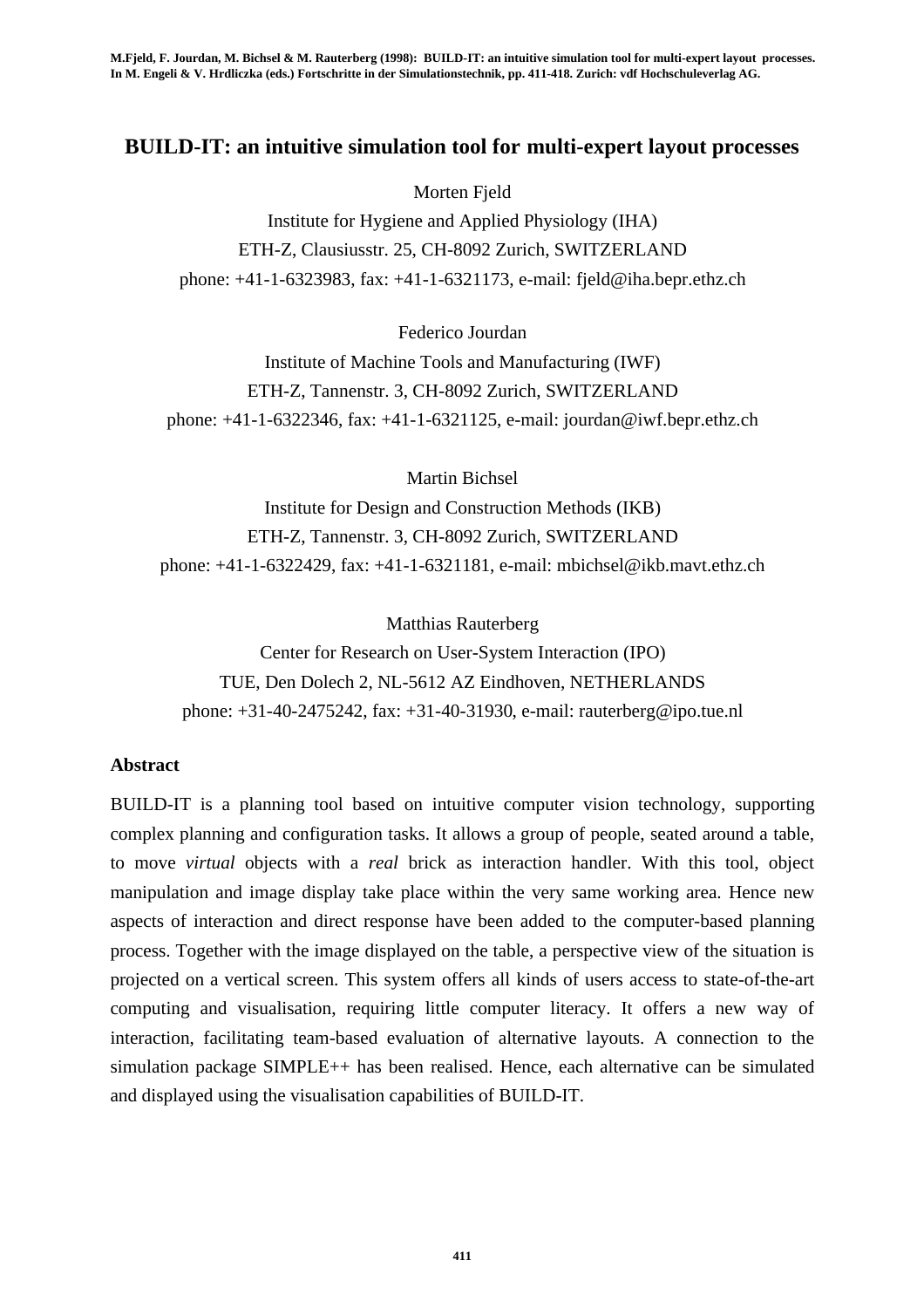M.Fjeld, F. Jourdan, M. Bichsel & M. Rauterberg (1998): BUILD-IT: an intuitive simulation tool for multi-expert layout processes. In M. Engeli & V. Hrdliczka (eds.) Fortschritte in der Simulationstechnik, pp. 411-418. Zurich: vdf Hochschuleverlag AG.

# BUILD-IT: an intuitive simulation tool for multi-expert layout processes

Morten Fjeld
Institute for Hygiene and Applied Physiology (IHA)
ETH-Z, Clausiusstr. 25, CH-8092 Zurich, SWITZERLAND
phone: +41-1-6323983, fax: +41-1-6321173, e-mail: fjeld@iha.bepr.ethz.ch

Federico Jourdan
Institute of Machine Tools and Manufacturing (IWF)
ETH-Z, Tannenstr. 3, CH-8092 Zurich, SWITZERLAND
phone: +41-1-6322346, fax: +41-1-6321125, e-mail: jourdan@iwf.bepr.ethz.ch

Martin Bichsel
Institute for Design and Construction Methods (IKB)
ETH-Z, Tannenstr. 3, CH-8092 Zurich, SWITZERLAND
phone: +41-1-6322429, fax: +41-1-6321181, e-mail: mbichsel@ikb.mavt.ethz.ch

Matthias Rauterberg
Center for Research on User-System Interaction (IPO)
TUE, Den Dolech 2, NL-5612 AZ Eindhoven, NETHERLANDS
phone: +31-40-2475242, fax: +31-40-31930, e-mail: rauterberg@ipo.tue.nl

## Abstract

BUILD-IT is a planning tool based on intuitive computer vision technology, supporting complex planning and configuration tasks. It allows a group of people, seated around a table, to move *virtual* objects with a *real* brick as interaction handler. With this tool, object manipulation and image display take place within the very same working area. Hence new aspects of interaction and direct response have been added to the computer-based planning process. Together with the image displayed on the table, a perspective view of the situation is projected on a vertical screen. This system offers all kinds of users access to state-of-the-art computing and visualisation, requiring little computer literacy. It offers a new way of interaction, facilitating team-based evaluation of alternative layouts. A connection to the simulation package SIMPLE++ has been realised. Hence, each alternative can be simulated and displayed using the visualisation capabilities of BUILD-IT.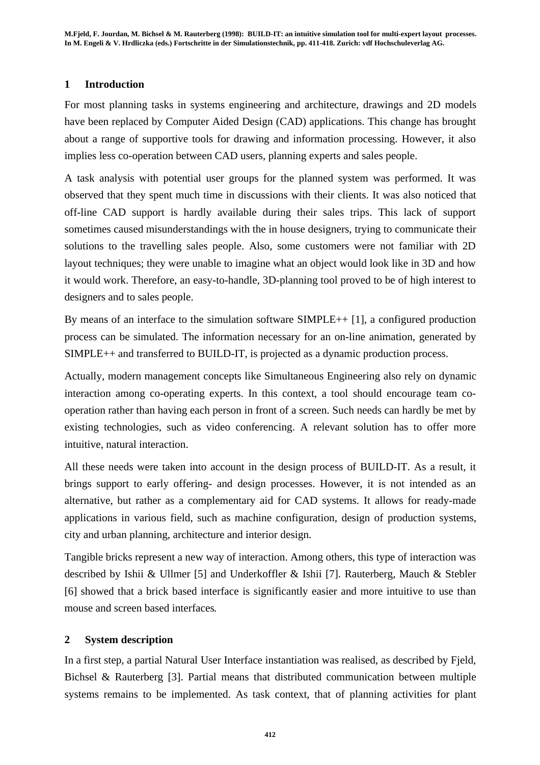## 1 Introduction

For most planning tasks in systems engineering and architecture, drawings and 2D models have been replaced by Computer Aided Design (CAD) applications. This change has brought about a range of supportive tools for drawing and information processing. However, it also implies less co-operation between CAD users, planning experts and sales people.

A task analysis with potential user groups for the planned system was performed. It was observed that they spent much time in discussions with their clients. It was also noticed that off-line CAD support is hardly available during their sales trips. This lack of support sometimes caused misunderstandings with the in house designers, trying to communicate their solutions to the travelling sales people. Also, some customers were not familiar with 2D layout techniques; they were unable to imagine what an object would look like in 3D and how it would work. Therefore, an easy-to-handle, 3D-planning tool proved to be of high interest to designers and to sales people.

By means of an interface to the simulation software SIMPLE++ [1], a configured production process can be simulated. The information necessary for an on-line animation, generated by SIMPLE++ and transferred to BUILD-IT, is projected as a dynamic production process.

Actually, modern management concepts like Simultaneous Engineering also rely on dynamic interaction among co-operating experts. In this context, a tool should encourage team co-operation rather than having each person in front of a screen. Such needs can hardly be met by existing technologies, such as video conferencing. A relevant solution has to offer more intuitive, natural interaction.

All these needs were taken into account in the design process of BUILD-IT. As a result, it brings support to early offering- and design processes. However, it is not intended as an alternative, but rather as a complementary aid for CAD systems. It allows for ready-made applications in various field, such as machine configuration, design of production systems, city and urban planning, architecture and interior design.

Tangible bricks represent a new way of interaction. Among others, this type of interaction was described by Ishii & Ullmer [5] and Underkoffler & Ishii [7]. Rauterberg, Mauch & Stebler [6] showed that a brick based interface is significantly easier and more intuitive to use than mouse and screen based interfaces.

## 2 System description

In a first step, a partial Natural User Interface instantiation was realised, as described by Fjeld, Bichsel & Rauterberg [3]. Partial means that distributed communication between multiple systems remains to be implemented. As task context, that of planning activities for plant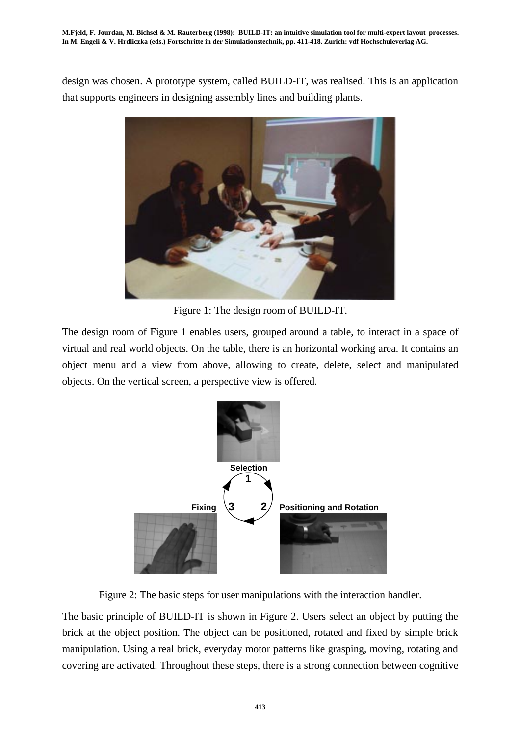design was chosen. A prototype system, called BUILD-IT, was realised. This is an application that supports engineers in designing assembly lines and building plants.

Figure 1: The design room of BUILD-IT.

The design room of Figure 1 enables users, grouped around a table, to interact in a space of virtual and real world objects. On the table, there is an horizontal working area. It contains an object menu and a view from above, allowing to create, delete, select and manipulated objects. On the vertical screen, a perspective view is offered.

Figure 2: The basic steps for user manipulations with the interaction handler.

The basic principle of BUILD-IT is shown in Figure 2. Users select an object by putting the brick at the object position. The object can be positioned, rotated and fixed by simple brick manipulation. Using a real brick, everyday motor patterns like grasping, moving, rotating and covering are activated. Throughout these steps, there is a strong connection between cognitive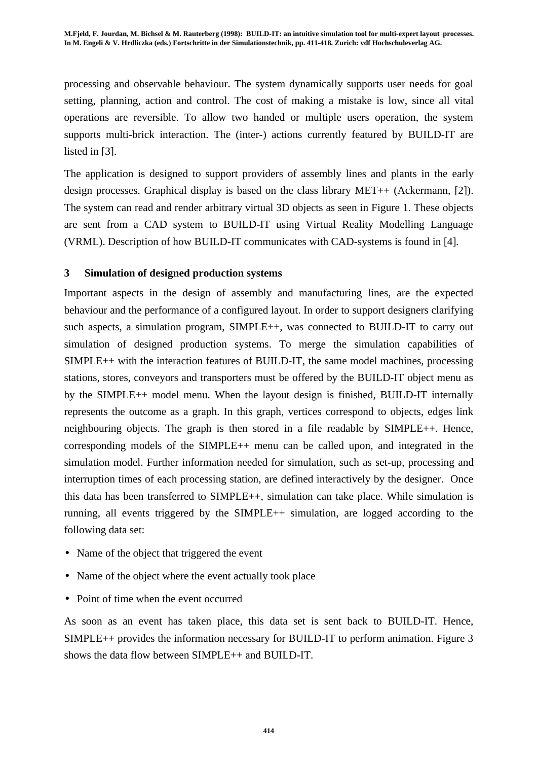processing and observable behaviour. The system dynamically supports user needs for goal setting, planning, action and control. The cost of making a mistake is low, since all vital operations are reversible. To allow two handed or multiple users operation, the system supports multi-brick interaction. The (inter-) actions currently featured by BUILD-IT are listed in [3].

The application is designed to support providers of assembly lines and plants in the early design processes. Graphical display is based on the class library MET++ (Ackermann, [2]). The system can read and render arbitrary virtual 3D objects as seen in Figure 1. These objects are sent from a CAD system to BUILD-IT using Virtual Reality Modelling Language (VRML). Description of how BUILD-IT communicates with CAD-systems is found in [4].

## 3 Simulation of designed production systems

Important aspects in the design of assembly and manufacturing lines, are the expected behaviour and the performance of a configured layout. In order to support designers clarifying such aspects, a simulation program, SIMPLE++, was connected to BUILD-IT to carry out simulation of designed production systems. To merge the simulation capabilities of SIMPLE++ with the interaction features of BUILD-IT, the same model machines, processing stations, stores, conveyors and transporters must be offered by the BUILD-IT object menu as by the SIMPLE++ model menu. When the layout design is finished, BUILD-IT internally represents the outcome as a graph. In this graph, vertices correspond to objects, edges link neighbouring objects. The graph is then stored in a file readable by SIMPLE++. Hence, corresponding models of the SIMPLE++ menu can be called upon, and integrated in the simulation model. Further information needed for simulation, such as set-up, processing and interruption times of each processing station, are defined interactively by the designer. Once this data has been transferred to SIMPLE++, simulation can take place. While simulation is running, all events triggered by the SIMPLE++ simulation, are logged according to the following data set:

- Name of the object that triggered the event
- Name of the object where the event actually took place
- Point of time when the event occurred

As soon as an event has taken place, this data set is sent back to BUILD-IT. Hence, SIMPLE++ provides the information necessary for BUILD-IT to perform animation. Figure 3 shows the data flow between SIMPLE++ and BUILD-IT.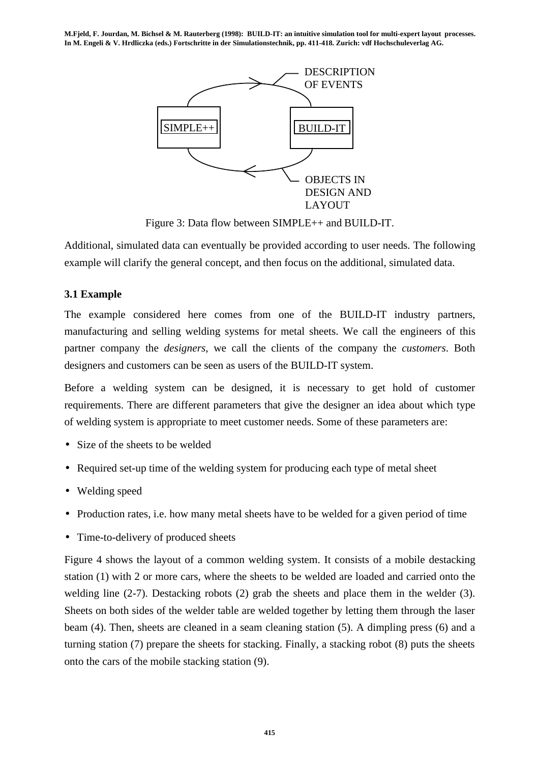DESCRIPTION OF EVENTS

SIMPLE++ BUILD-IT

OBJECTS IN DESIGN AND LAYOUT

Figure 3: Data flow between SIMPLE++ and BUILD-IT.

Additional, simulated data can eventually be provided according to user needs. The following example will clarify the general concept, and then focus on the additional, simulated data.

### 3.1 Example

The example considered here comes from one of the BUILD-IT industry partners, manufacturing and selling welding systems for metal sheets. We call the engineers of this partner company the *designers*, we call the clients of the company the *customers*. Both designers and customers can be seen as users of the BUILD-IT system.

Before a welding system can be designed, it is necessary to get hold of customer requirements. There are different parameters that give the designer an idea about which type of welding system is appropriate to meet customer needs. Some of these parameters are:

- Size of the sheets to be welded
- Required set-up time of the welding system for producing each type of metal sheet
- Welding speed
- Production rates, i.e. how many metal sheets have to be welded for a given period of time
- Time-to-delivery of produced sheets

Figure 4 shows the layout of a common welding system. It consists of a mobile destacking station (1) with 2 or more cars, where the sheets to be welded are loaded and carried onto the welding line (2-7). Destacking robots (2) grab the sheets and place them in the welder (3). Sheets on both sides of the welder table are welded together by letting them through the laser beam (4). Then, sheets are cleaned in a seam cleaning station (5). A dimpling press (6) and a turning station (7) prepare the sheets for stacking. Finally, a stacking robot (8) puts the sheets onto the cars of the mobile stacking station (9).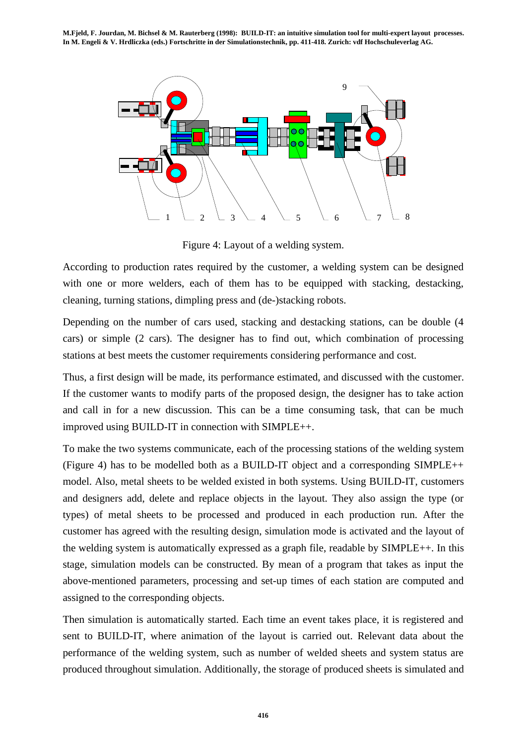Figure 4: Layout of a welding system.

According to production rates required by the customer, a welding system can be designed with one or more welders, each of them has to be equipped with stacking, destacking, cleaning, turning stations, dimpling press and (de-)stacking robots.

Depending on the number of cars used, stacking and destacking stations, can be double (4 cars) or simple (2 cars). The designer has to find out, which combination of processing stations at best meets the customer requirements considering performance and cost.

Thus, a first design will be made, its performance estimated, and discussed with the customer. If the customer wants to modify parts of the proposed design, the designer has to take action and call in for a new discussion. This can be a time consuming task, that can be much improved using BUILD-IT in connection with SIMPLE++.

To make the two systems communicate, each of the processing stations of the welding system (Figure 4) has to be modelled both as a BUILD-IT object and a corresponding SIMPLE++ model. Also, metal sheets to be welded existed in both systems. Using BUILD-IT, customers and designers add, delete and replace objects in the layout. They also assign the type (or types) of metal sheets to be processed and produced in each production run. After the customer has agreed with the resulting design, simulation mode is activated and the layout of the welding system is automatically expressed as a graph file, readable by SIMPLE++. In this stage, simulation models can be constructed. By mean of a program that takes as input the above-mentioned parameters, processing and set-up times of each station are computed and assigned to the corresponding objects.

Then simulation is automatically started. Each time an event takes place, it is registered and sent to BUILD-IT, where animation of the layout is carried out. Relevant data about the performance of the welding system, such as number of welded sheets and system status are produced throughout simulation. Additionally, the storage of produced sheets is simulated and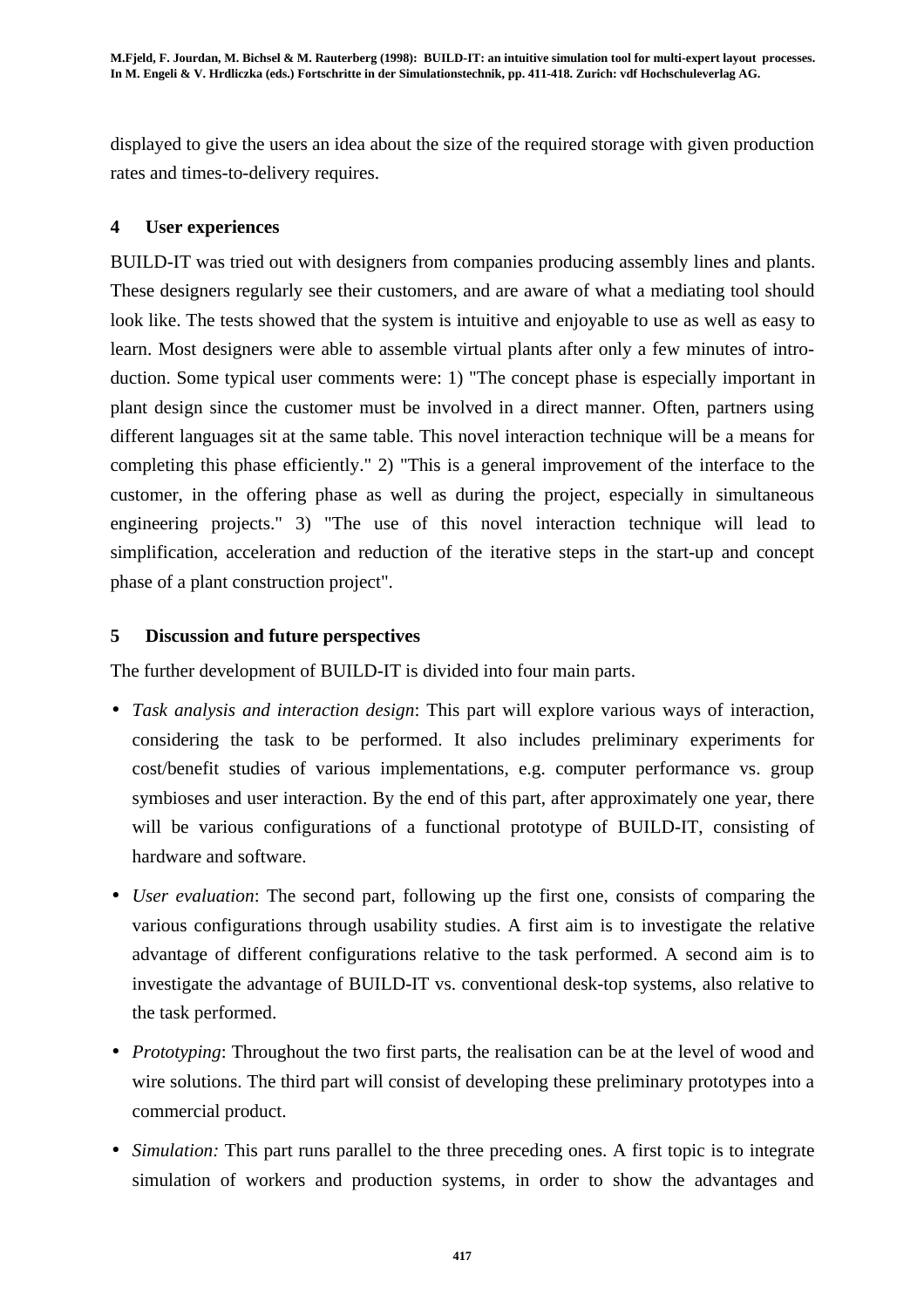displayed to give the users an idea about the size of the required storage with given production rates and times-to-delivery requires.

## 4 User experiences

BUILD-IT was tried out with designers from companies producing assembly lines and plants. These designers regularly see their customers, and are aware of what a mediating tool should look like. The tests showed that the system is intuitive and enjoyable to use as well as easy to learn. Most designers were able to assemble virtual plants after only a few minutes of introduction. Some typical user comments were: 1) "The concept phase is especially important in plant design since the customer must be involved in a direct manner. Often, partners using different languages sit at the same table. This novel interaction technique will be a means for completing this phase efficiently." 2) "This is a general improvement of the interface to the customer, in the offering phase as well as during the project, especially in simultaneous engineering projects." 3) "The use of this novel interaction technique will lead to simplification, acceleration and reduction of the iterative steps in the start-up and concept phase of a plant construction project".

## 5 Discussion and future perspectives

The further development of BUILD-IT is divided into four main parts.

- *Task analysis and interaction design*: This part will explore various ways of interaction, considering the task to be performed. It also includes preliminary experiments for cost/benefit studies of various implementations, e.g. computer performance vs. group symbioses and user interaction. By the end of this part, after approximately one year, there will be various configurations of a functional prototype of BUILD-IT, consisting of hardware and software.
- *User evaluation*: The second part, following up the first one, consists of comparing the various configurations through usability studies. A first aim is to investigate the relative advantage of different configurations relative to the task performed. A second aim is to investigate the advantage of BUILD-IT vs. conventional desk-top systems, also relative to the task performed.
- *Prototyping*: Throughout the two first parts, the realisation can be at the level of wood and wire solutions. The third part will consist of developing these preliminary prototypes into a commercial product.
- *Simulation:* This part runs parallel to the three preceding ones. A first topic is to integrate simulation of workers and production systems, in order to show the advantages and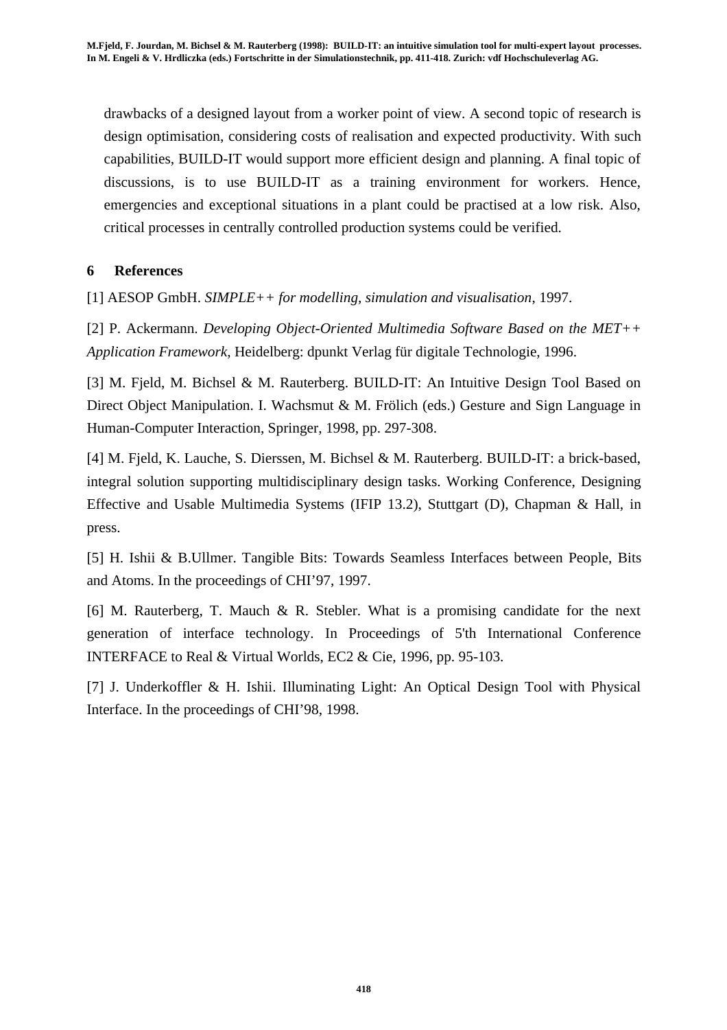drawbacks of a designed layout from a worker point of view. A second topic of research is design optimisation, considering costs of realisation and expected productivity. With such capabilities, BUILD-IT would support more efficient design and planning. A final topic of discussions, is to use BUILD-IT as a training environment for workers. Hence, emergencies and exceptional situations in a plant could be practised at a low risk. Also, critical processes in centrally controlled production systems could be verified.

## 6 References

[1] AESOP GmbH. *SIMPLE++ for modelling, simulation and visualisation*, 1997.

[2] P. Ackermann. *Developing Object-Oriented Multimedia Software Based on the MET++ Application Framework*, Heidelberg: dpunkt Verlag für digitale Technologie, 1996.

[3] M. Fjeld, M. Bichsel & M. Rauterberg. BUILD-IT: An Intuitive Design Tool Based on Direct Object Manipulation. I. Wachsmut & M. Frölich (eds.) Gesture and Sign Language in Human-Computer Interaction, Springer, 1998, pp. 297-308.

[4] M. Fjeld, K. Lauche, S. Dierssen, M. Bichsel & M. Rauterberg. BUILD-IT: a brick-based, integral solution supporting multidisciplinary design tasks. Working Conference, Designing Effective and Usable Multimedia Systems (IFIP 13.2), Stuttgart (D), Chapman & Hall, in press.

[5] H. Ishii & B.Ullmer. Tangible Bits: Towards Seamless Interfaces between People, Bits and Atoms. In the proceedings of CHI'97, 1997.

[6] M. Rauterberg, T. Mauch & R. Stebler. What is a promising candidate for the next generation of interface technology. In Proceedings of 5'th International Conference INTERFACE to Real & Virtual Worlds, EC2 & Cie, 1996, pp. 95-103.

[7] J. Underkoffler & H. Ishii. Illuminating Light: An Optical Design Tool with Physical Interface. In the proceedings of CHI'98, 1998.